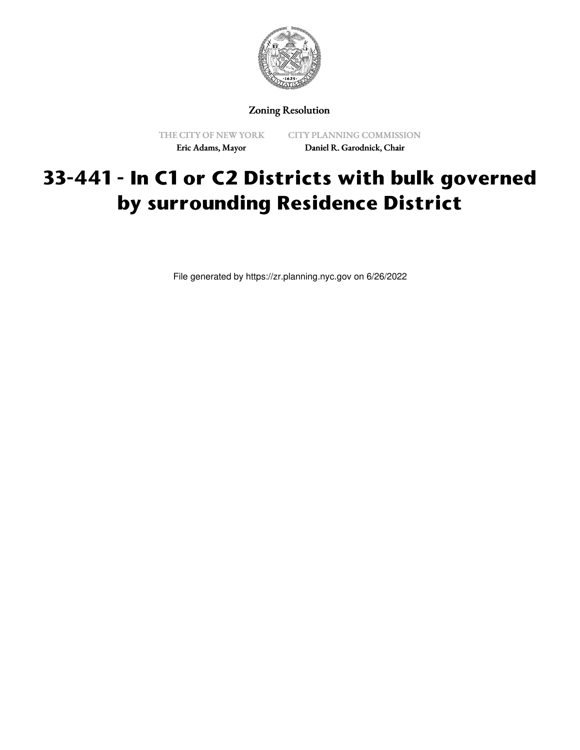Zoning Resolution

THE CITY OF NEW YORK

Eric Adams, Mayor

CITY PLANNING COMMISSION

Daniel R. Garodnick, Chair

# 33-441 - In C1 or C2 Districts with bulk governed by surrounding Residence District

File generated by https://zr.planning.nyc.gov on 6/26/2022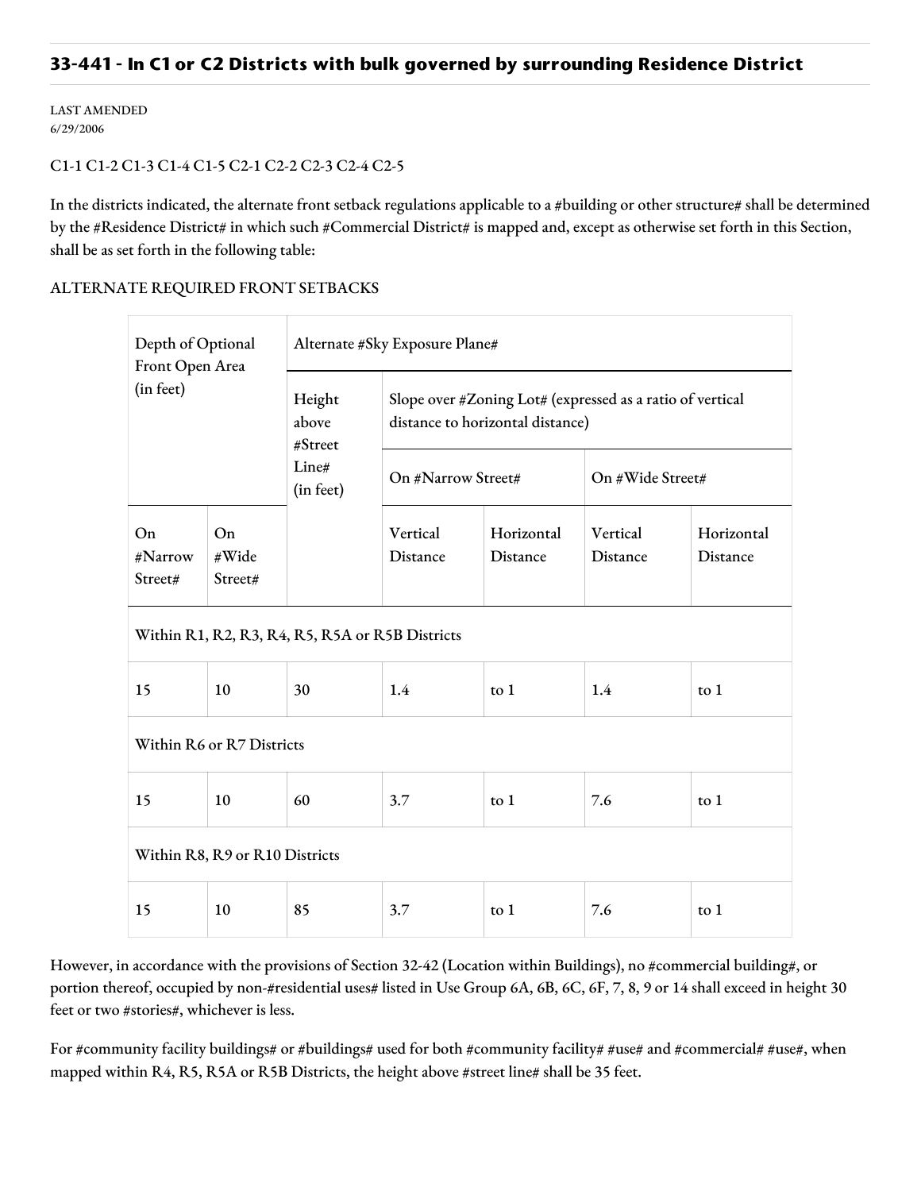## 33-441 - In C1 or C2 Districts with bulk governed by surrounding Residence District

LAST AMENDED
6/29/2006

C1-1 C1-2 C1-3 C1-4 C1-5 C2-1 C2-2 C2-3 C2-4 C2-5

In the districts indicated, the alternate front setback regulations applicable to a #building or other structure# shall be determined by the #Residence District# in which such #Commercial District# is mapped and, except as otherwise set forth in this Section, shall be as set forth in the following table:

ALTERNATE REQUIRED FRONT SETBACKS

| Depth of Optional Front Open Area (in feet) | | Alternate #Sky Exposure Plane# | | | | |
|---|---|---|---|---|---|---|
| | | Height above #Street Line# (in feet) | Slope over #Zoning Lot# (expressed as a ratio of vertical distance to horizontal distance) | | | |
| | | | On #Narrow Street# | | On #Wide Street# | |
| On #Narrow Street# | On #Wide Street# | | Vertical Distance | Horizontal Distance | Vertical Distance | Horizontal Distance |
| Within R1, R2, R3, R4, R5, R5A or R5B Districts | | | | | | |
| 15 | 10 | 30 | 1.4 | to 1 | 1.4 | to 1 |
| Within R6 or R7 Districts | | | | | | |
| 15 | 10 | 60 | 3.7 | to 1 | 7.6 | to 1 |
| Within R8, R9 or R10 Districts | | | | | | |
| 15 | 10 | 85 | 3.7 | to 1 | 7.6 | to 1 |

However, in accordance with the provisions of Section 32-42 (Location within Buildings), no #commercial building#, or portion thereof, occupied by non-#residential uses# listed in Use Group 6A, 6B, 6C, 6F, 7, 8, 9 or 14 shall exceed in height 30 feet or two #stories#, whichever is less.

For #community facility buildings# or #buildings# used for both #community facility# #use# and #commercial# #use#, when mapped within R4, R5, R5A or R5B Districts, the height above #street line# shall be 35 feet.